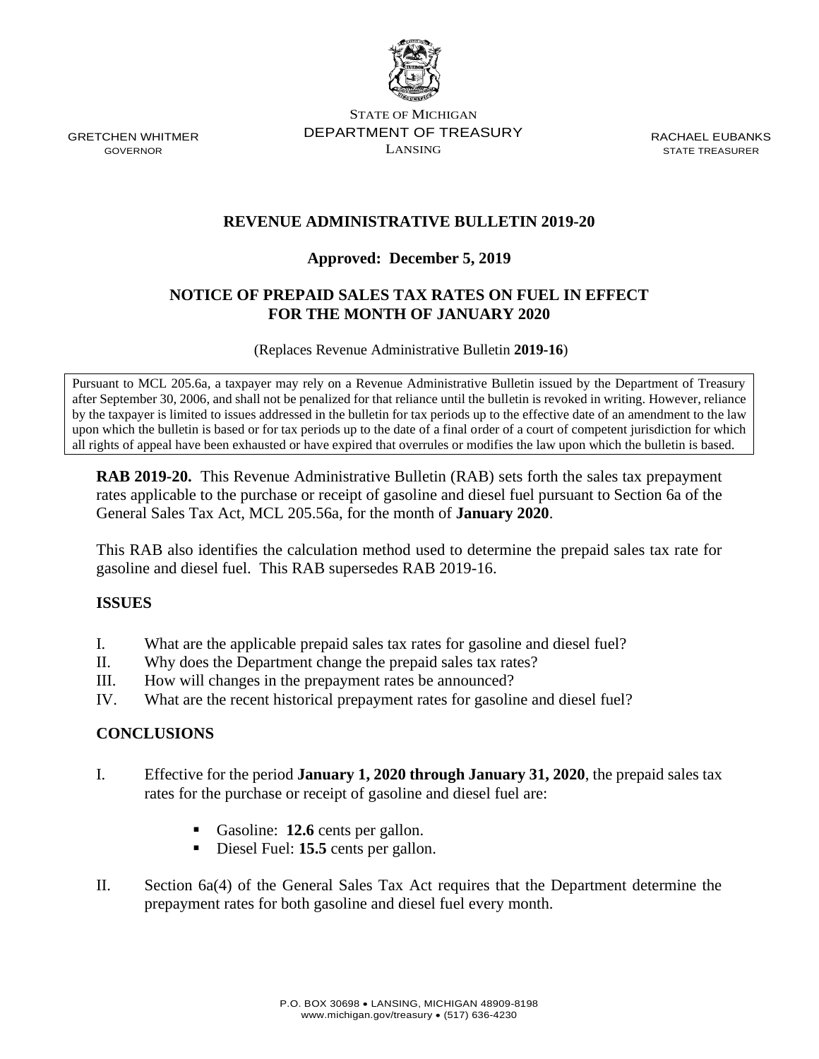GRETCHEN WHITMER
GOVERNOR

STATE OF MICHIGAN
DEPARTMENT OF TREASURY
LANSING

RACHAEL EUBANKS
STATE TREASURER

# REVENUE ADMINISTRATIVE BULLETIN 2019-20

**Approved: December 5, 2019**

## NOTICE OF PREPAID SALES TAX RATES ON FUEL IN EFFECT FOR THE MONTH OF JANUARY 2020

(Replaces Revenue Administrative Bulletin **2019-16**)

Pursuant to MCL 205.6a, a taxpayer may rely on a Revenue Administrative Bulletin issued by the Department of Treasury after September 30, 2006, and shall not be penalized for that reliance until the bulletin is revoked in writing. However, reliance by the taxpayer is limited to issues addressed in the bulletin for tax periods up to the effective date of an amendment to the law upon which the bulletin is based or for tax periods up to the date of a final order of a court of competent jurisdiction for which all rights of appeal have been exhausted or have expired that overrules or modifies the law upon which the bulletin is based.

**RAB 2019-20.** This Revenue Administrative Bulletin (RAB) sets forth the sales tax prepayment rates applicable to the purchase or receipt of gasoline and diesel fuel pursuant to Section 6a of the General Sales Tax Act, MCL 205.56a, for the month of **January 2020**.

This RAB also identifies the calculation method used to determine the prepaid sales tax rate for gasoline and diesel fuel. This RAB supersedes RAB 2019-16.

### ISSUES

I. What are the applicable prepaid sales tax rates for gasoline and diesel fuel?
II. Why does the Department change the prepaid sales tax rates?
III. How will changes in the prepayment rates be announced?
IV. What are the recent historical prepayment rates for gasoline and diesel fuel?

### CONCLUSIONS

I. Effective for the period **January 1, 2020 through January 31, 2020**, the prepaid sales tax rates for the purchase or receipt of gasoline and diesel fuel are:

- Gasoline: **12.6** cents per gallon.
- Diesel Fuel: **15.5** cents per gallon.

II. Section 6a(4) of the General Sales Tax Act requires that the Department determine the prepayment rates for both gasoline and diesel fuel every month.

P.O. BOX 30698 • LANSING, MICHIGAN 48909-8198
www.michigan.gov/treasury • (517) 636-4230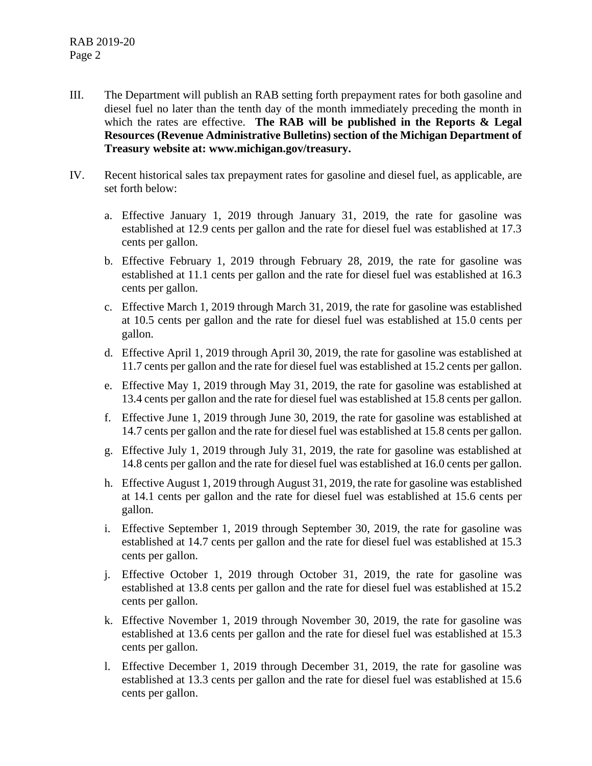III. The Department will publish an RAB setting forth prepayment rates for both gasoline and diesel fuel no later than the tenth day of the month immediately preceding the month in which the rates are effective. **The RAB will be published in the Reports & Legal Resources (Revenue Administrative Bulletins) section of the Michigan Department of Treasury website at: www.michigan.gov/treasury.**

IV. Recent historical sales tax prepayment rates for gasoline and diesel fuel, as applicable, are set forth below:

   a. Effective January 1, 2019 through January 31, 2019, the rate for gasoline was established at 12.9 cents per gallon and the rate for diesel fuel was established at 17.3 cents per gallon.

   b. Effective February 1, 2019 through February 28, 2019, the rate for gasoline was established at 11.1 cents per gallon and the rate for diesel fuel was established at 16.3 cents per gallon.

   c. Effective March 1, 2019 through March 31, 2019, the rate for gasoline was established at 10.5 cents per gallon and the rate for diesel fuel was established at 15.0 cents per gallon.

   d. Effective April 1, 2019 through April 30, 2019, the rate for gasoline was established at 11.7 cents per gallon and the rate for diesel fuel was established at 15.2 cents per gallon.

   e. Effective May 1, 2019 through May 31, 2019, the rate for gasoline was established at 13.4 cents per gallon and the rate for diesel fuel was established at 15.8 cents per gallon.

   f. Effective June 1, 2019 through June 30, 2019, the rate for gasoline was established at 14.7 cents per gallon and the rate for diesel fuel was established at 15.8 cents per gallon.

   g. Effective July 1, 2019 through July 31, 2019, the rate for gasoline was established at 14.8 cents per gallon and the rate for diesel fuel was established at 16.0 cents per gallon.

   h. Effective August 1, 2019 through August 31, 2019, the rate for gasoline was established at 14.1 cents per gallon and the rate for diesel fuel was established at 15.6 cents per gallon.

   i. Effective September 1, 2019 through September 30, 2019, the rate for gasoline was established at 14.7 cents per gallon and the rate for diesel fuel was established at 15.3 cents per gallon.

   j. Effective October 1, 2019 through October 31, 2019, the rate for gasoline was established at 13.8 cents per gallon and the rate for diesel fuel was established at 15.2 cents per gallon.

   k. Effective November 1, 2019 through November 30, 2019, the rate for gasoline was established at 13.6 cents per gallon and the rate for diesel fuel was established at 15.3 cents per gallon.

   l. Effective December 1, 2019 through December 31, 2019, the rate for gasoline was established at 13.3 cents per gallon and the rate for diesel fuel was established at 15.6 cents per gallon.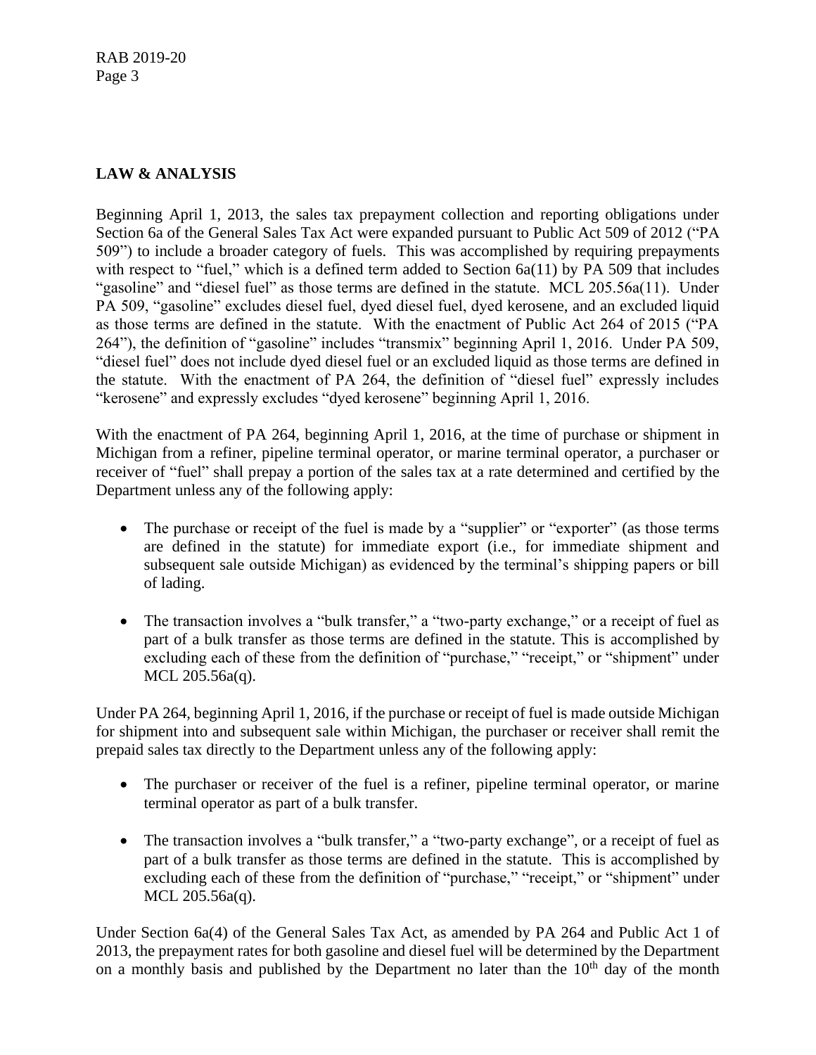## LAW & ANALYSIS

Beginning April 1, 2013, the sales tax prepayment collection and reporting obligations under Section 6a of the General Sales Tax Act were expanded pursuant to Public Act 509 of 2012 ("PA 509") to include a broader category of fuels. This was accomplished by requiring prepayments with respect to "fuel," which is a defined term added to Section 6a(11) by PA 509 that includes "gasoline" and "diesel fuel" as those terms are defined in the statute. MCL 205.56a(11). Under PA 509, "gasoline" excludes diesel fuel, dyed diesel fuel, dyed kerosene, and an excluded liquid as those terms are defined in the statute. With the enactment of Public Act 264 of 2015 ("PA 264"), the definition of "gasoline" includes "transmix" beginning April 1, 2016. Under PA 509, "diesel fuel" does not include dyed diesel fuel or an excluded liquid as those terms are defined in the statute. With the enactment of PA 264, the definition of "diesel fuel" expressly includes "kerosene" and expressly excludes "dyed kerosene" beginning April 1, 2016.

With the enactment of PA 264, beginning April 1, 2016, at the time of purchase or shipment in Michigan from a refiner, pipeline terminal operator, or marine terminal operator, a purchaser or receiver of "fuel" shall prepay a portion of the sales tax at a rate determined and certified by the Department unless any of the following apply:

- The purchase or receipt of the fuel is made by a "supplier" or "exporter" (as those terms are defined in the statute) for immediate export (i.e., for immediate shipment and subsequent sale outside Michigan) as evidenced by the terminal's shipping papers or bill of lading.
- The transaction involves a "bulk transfer," a "two-party exchange," or a receipt of fuel as part of a bulk transfer as those terms are defined in the statute. This is accomplished by excluding each of these from the definition of "purchase," "receipt," or "shipment" under MCL 205.56a(q).

Under PA 264, beginning April 1, 2016, if the purchase or receipt of fuel is made outside Michigan for shipment into and subsequent sale within Michigan, the purchaser or receiver shall remit the prepaid sales tax directly to the Department unless any of the following apply:

- The purchaser or receiver of the fuel is a refiner, pipeline terminal operator, or marine terminal operator as part of a bulk transfer.
- The transaction involves a "bulk transfer," a "two-party exchange", or a receipt of fuel as part of a bulk transfer as those terms are defined in the statute. This is accomplished by excluding each of these from the definition of "purchase," "receipt," or "shipment" under MCL 205.56a(q).

Under Section 6a(4) of the General Sales Tax Act, as amended by PA 264 and Public Act 1 of 2013, the prepayment rates for both gasoline and diesel fuel will be determined by the Department on a monthly basis and published by the Department no later than the 10th day of the month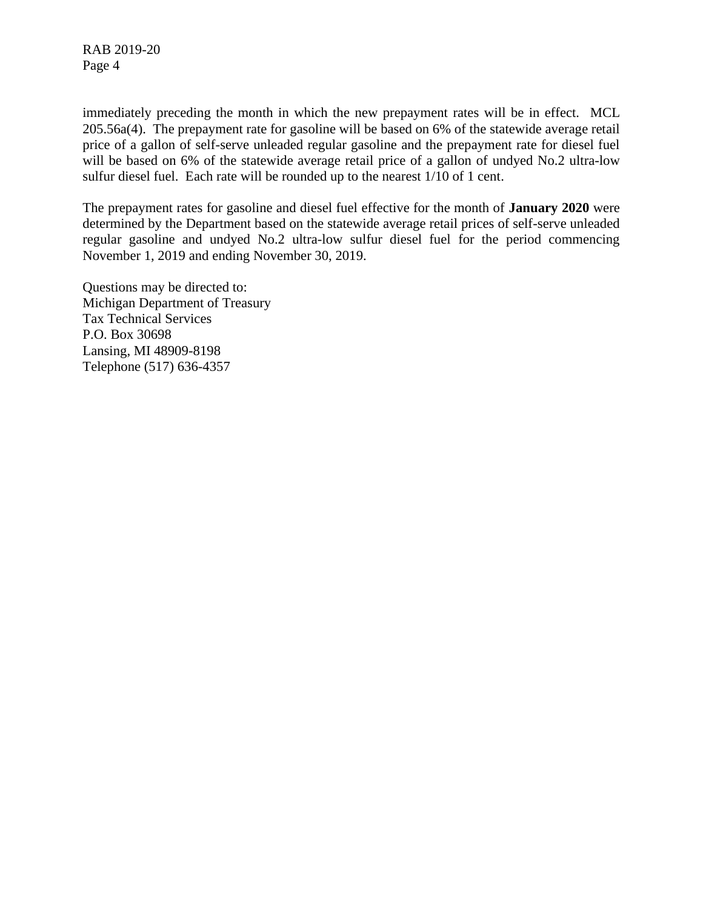immediately preceding the month in which the new prepayment rates will be in effect. MCL 205.56a(4). The prepayment rate for gasoline will be based on 6% of the statewide average retail price of a gallon of self-serve unleaded regular gasoline and the prepayment rate for diesel fuel will be based on 6% of the statewide average retail price of a gallon of undyed No.2 ultra-low sulfur diesel fuel. Each rate will be rounded up to the nearest 1/10 of 1 cent.

The prepayment rates for gasoline and diesel fuel effective for the month of **January 2020** were determined by the Department based on the statewide average retail prices of self-serve unleaded regular gasoline and undyed No.2 ultra-low sulfur diesel fuel for the period commencing November 1, 2019 and ending November 30, 2019.

Questions may be directed to:
Michigan Department of Treasury
Tax Technical Services
P.O. Box 30698
Lansing, MI 48909-8198
Telephone (517) 636-4357